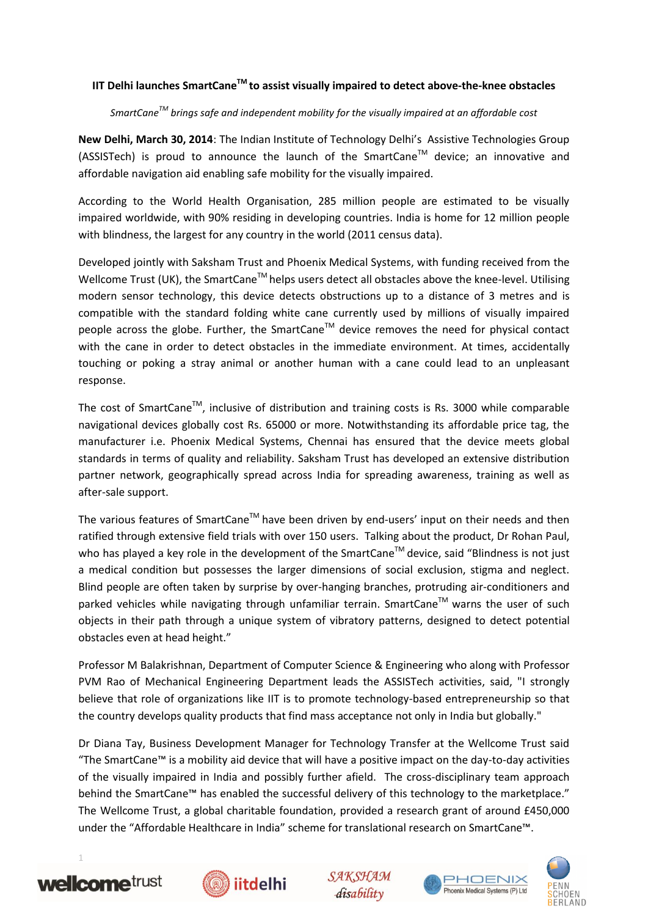# IIT Delhi launches SmartCane™ to assist visually impaired to detect above-the-knee obstacles

*SmartCane™ brings safe and independent mobility for the visually impaired at an affordable cost*

**New Delhi, March 30, 2014**: The Indian Institute of Technology Delhi's Assistive Technologies Group (ASSISTech) is proud to announce the launch of the SmartCane™ device; an innovative and affordable navigation aid enabling safe mobility for the visually impaired.

According to the World Health Organisation, 285 million people are estimated to be visually impaired worldwide, with 90% residing in developing countries. India is home for 12 million people with blindness, the largest for any country in the world (2011 census data).

Developed jointly with Saksham Trust and Phoenix Medical Systems, with funding received from the Wellcome Trust (UK), the SmartCane™ helps users detect all obstacles above the knee-level. Utilising modern sensor technology, this device detects obstructions up to a distance of 3 metres and is compatible with the standard folding white cane currently used by millions of visually impaired people across the globe. Further, the SmartCane™ device removes the need for physical contact with the cane in order to detect obstacles in the immediate environment. At times, accidentally touching or poking a stray animal or another human with a cane could lead to an unpleasant response.

The cost of SmartCane™, inclusive of distribution and training costs is Rs. 3000 while comparable navigational devices globally cost Rs. 65000 or more. Notwithstanding its affordable price tag, the manufacturer i.e. Phoenix Medical Systems, Chennai has ensured that the device meets global standards in terms of quality and reliability. Saksham Trust has developed an extensive distribution partner network, geographically spread across India for spreading awareness, training as well as after-sale support.

The various features of SmartCane™ have been driven by end-users' input on their needs and then ratified through extensive field trials with over 150 users. Talking about the product, Dr Rohan Paul, who has played a key role in the development of the SmartCane™ device, said "Blindness is not just a medical condition but possesses the larger dimensions of social exclusion, stigma and neglect. Blind people are often taken by surprise by over-hanging branches, protruding air-conditioners and parked vehicles while navigating through unfamiliar terrain. SmartCane™ warns the user of such objects in their path through a unique system of vibratory patterns, designed to detect potential obstacles even at head height."

Professor M Balakrishnan, Department of Computer Science & Engineering who along with Professor PVM Rao of Mechanical Engineering Department leads the ASSISTech activities, said, "I strongly believe that role of organizations like IIT is to promote technology-based entrepreneurship so that the country develops quality products that find mass acceptance not only in India but globally."

Dr Diana Tay, Business Development Manager for Technology Transfer at the Wellcome Trust said "The SmartCane™ is a mobility aid device that will have a positive impact on the day-to-day activities of the visually impaired in India and possibly further afield. The cross-disciplinary team approach behind the SmartCane™ has enabled the successful delivery of this technology to the marketplace." The Wellcome Trust, a global charitable foundation, provided a research grant of around £450,000 under the "Affordable Healthcare in India" scheme for translational research on SmartCane™.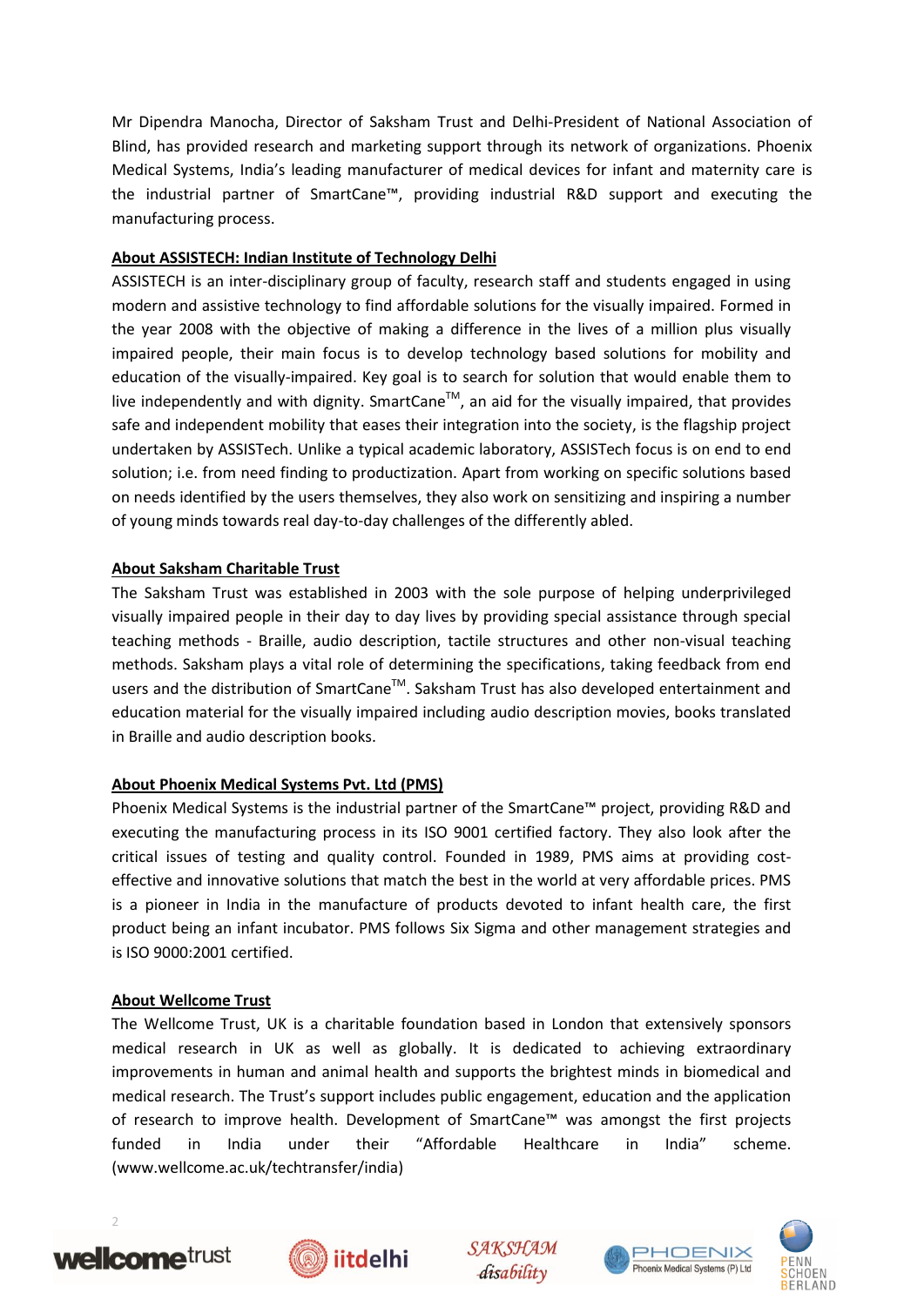Mr Dipendra Manocha, Director of Saksham Trust and Delhi-President of National Association of Blind, has provided research and marketing support through its network of organizations. Phoenix Medical Systems, India's leading manufacturer of medical devices for infant and maternity care is the industrial partner of SmartCane™, providing industrial R&D support and executing the manufacturing process.

## About ASSISTECH: Indian Institute of Technology Delhi

ASSISTECH is an inter-disciplinary group of faculty, research staff and students engaged in using modern and assistive technology to find affordable solutions for the visually impaired. Formed in the year 2008 with the objective of making a difference in the lives of a million plus visually impaired people, their main focus is to develop technology based solutions for mobility and education of the visually-impaired. Key goal is to search for solution that would enable them to live independently and with dignity. SmartCane™, an aid for the visually impaired, that provides safe and independent mobility that eases their integration into the society, is the flagship project undertaken by ASSISTech. Unlike a typical academic laboratory, ASSISTech focus is on end to end solution; i.e. from need finding to productization. Apart from working on specific solutions based on needs identified by the users themselves, they also work on sensitizing and inspiring a number of young minds towards real day-to-day challenges of the differently abled.

## About Saksham Charitable Trust

The Saksham Trust was established in 2003 with the sole purpose of helping underprivileged visually impaired people in their day to day lives by providing special assistance through special teaching methods - Braille, audio description, tactile structures and other non-visual teaching methods. Saksham plays a vital role of determining the specifications, taking feedback from end users and the distribution of SmartCane™. Saksham Trust has also developed entertainment and education material for the visually impaired including audio description movies, books translated in Braille and audio description books.

## About Phoenix Medical Systems Pvt. Ltd (PMS)

Phoenix Medical Systems is the industrial partner of the SmartCane™ project, providing R&D and executing the manufacturing process in its ISO 9001 certified factory. They also look after the critical issues of testing and quality control. Founded in 1989, PMS aims at providing cost-effective and innovative solutions that match the best in the world at very affordable prices. PMS is a pioneer in India in the manufacture of products devoted to infant health care, the first product being an infant incubator. PMS follows Six Sigma and other management strategies and is ISO 9000:2001 certified.

## About Wellcome Trust

The Wellcome Trust, UK is a charitable foundation based in London that extensively sponsors medical research in UK as well as globally. It is dedicated to achieving extraordinary improvements in human and animal health and supports the brightest minds in biomedical and medical research. The Trust's support includes public engagement, education and the application of research to improve health. Development of SmartCane™ was amongst the first projects funded in India under their "Affordable Healthcare in India" scheme. (www.wellcome.ac.uk/techtransfer/india)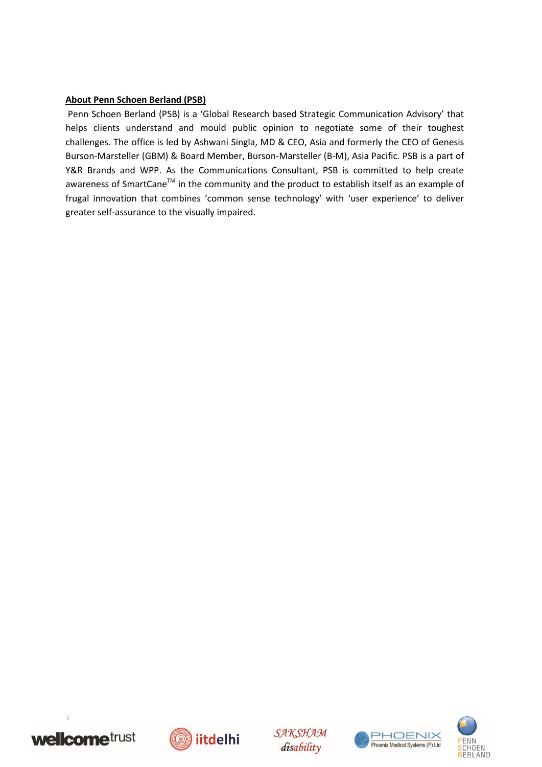**About Penn Schoen Berland (PSB)**

Penn Schoen Berland (PSB) is a 'Global Research based Strategic Communication Advisory' that helps clients understand and mould public opinion to negotiate some of their toughest challenges. The office is led by Ashwani Singla, MD & CEO, Asia and formerly the CEO of Genesis Burson-Marsteller (GBM) & Board Member, Burson-Marsteller (B-M), Asia Pacific. PSB is a part of Y&R Brands and WPP. As the Communications Consultant, PSB is committed to help create awareness of SmartCane™ in the community and the product to establish itself as an example of frugal innovation that combines 'common sense technology' with 'user experience' to deliver greater self-assurance to the visually impaired.